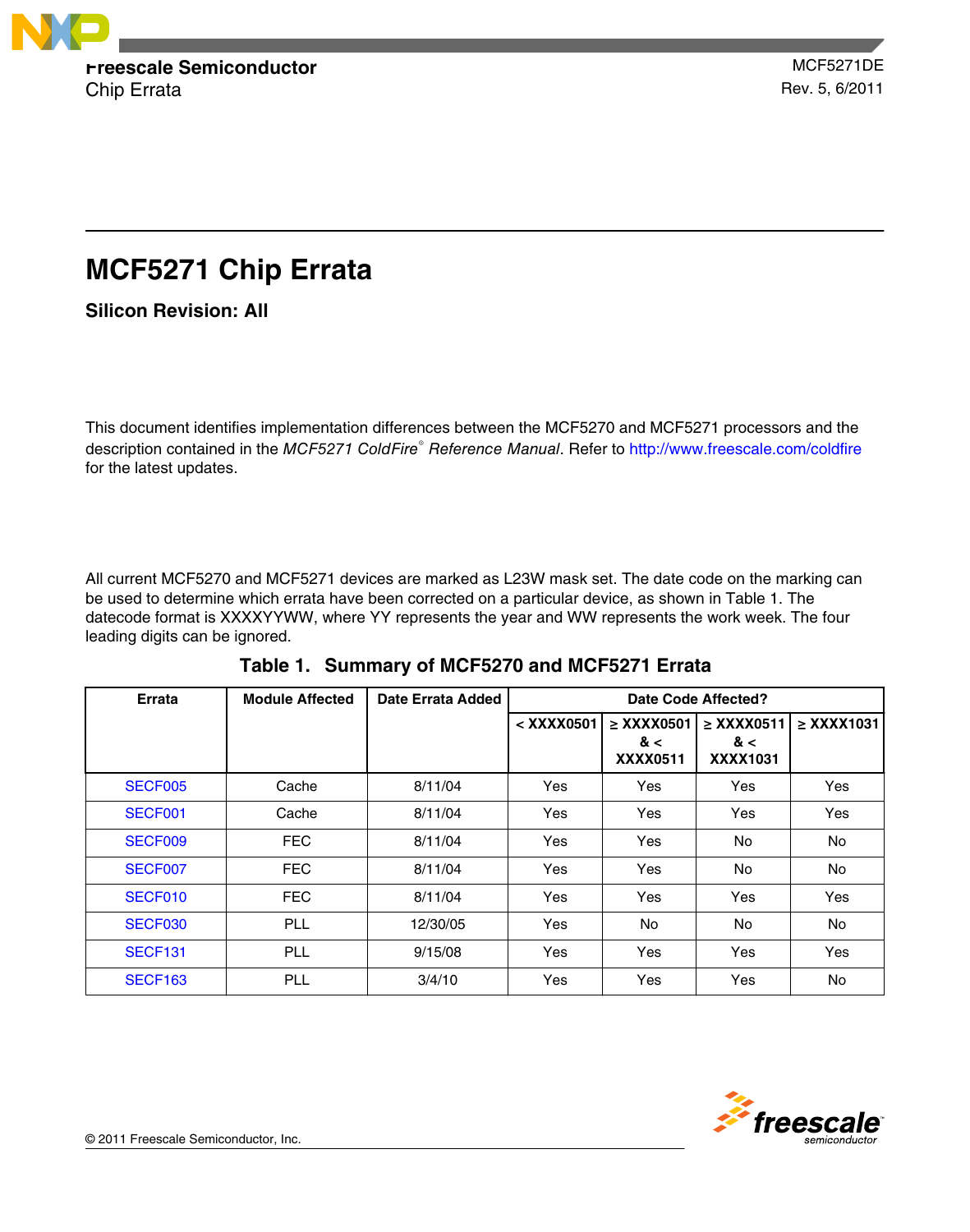Freescale Semiconductor
Chip Errata

MCF5271DE
Rev. 5, 6/2011

# MCF5271 Chip Errata

### Silicon Revision: All

This document identifies implementation differences between the MCF5270 and MCF5271 processors and the description contained in the *MCF5271 ColdFire® Reference Manual*. Refer to http://www.freescale.com/coldfire for the latest updates.

All current MCF5270 and MCF5271 devices are marked as L23W mask set. The date code on the marking can be used to determine which errata have been corrected on a particular device, as shown in Table 1. The datecode format is XXXXYYWW, where YY represents the year and WW represents the work week. The four leading digits can be ignored.

**Table 1. Summary of MCF5270 and MCF5271 Errata**

| Errata | Module Affected | Date Errata Added | Date Code Affected? | | | |
|---|---|---|---|---|---|---|
| | | | < XXXX0501 | ≥ XXXX0501 & < XXXX0511 | ≥ XXXX0511 & < XXXX1031 | ≥ XXXX1031 |
| SECF005 | Cache | 8/11/04 | Yes | Yes | Yes | Yes |
| SECF001 | Cache | 8/11/04 | Yes | Yes | Yes | Yes |
| SECF009 | FEC | 8/11/04 | Yes | Yes | No | No |
| SECF007 | FEC | 8/11/04 | Yes | Yes | No | No |
| SECF010 | FEC | 8/11/04 | Yes | Yes | Yes | Yes |
| SECF030 | PLL | 12/30/05 | Yes | No | No | No |
| SECF131 | PLL | 9/15/08 | Yes | Yes | Yes | Yes |
| SECF163 | PLL | 3/4/10 | Yes | Yes | Yes | No |

© 2011 Freescale Semiconductor, Inc.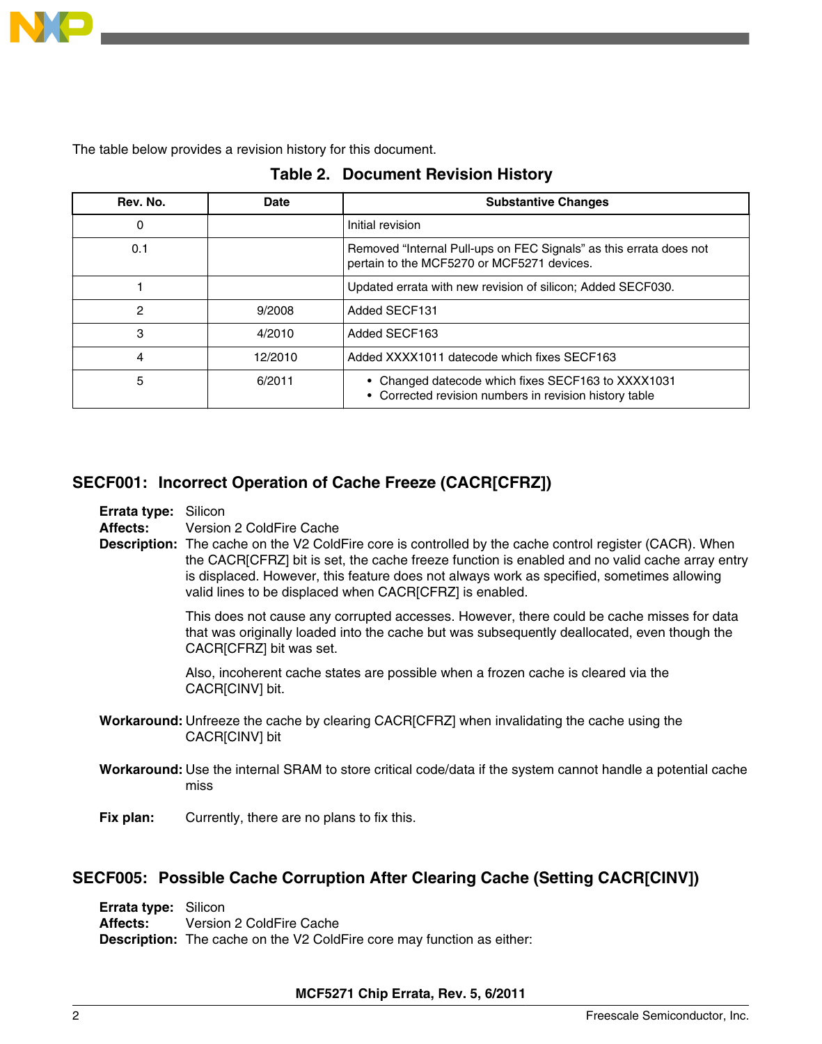The table below provides a revision history for this document.

**Table 2. Document Revision History**

| Rev. No. | Date | Substantive Changes |
|---|---|---|
| 0 | | Initial revision |
| 0.1 | | Removed “Internal Pull-ups on FEC Signals” as this errata does not pertain to the MCF5270 or MCF5271 devices. |
| 1 | | Updated errata with new revision of silicon; Added SECF030. |
| 2 | 9/2008 | Added SECF131 |
| 3 | 4/2010 | Added SECF163 |
| 4 | 12/2010 | Added XXXX1011 datecode which fixes SECF163 |
| 5 | 6/2011 | • Changed datecode which fixes SECF163 to XXXX1031<br>• Corrected revision numbers in revision history table |

## SECF001: Incorrect Operation of Cache Freeze (CACR[CFRZ])

**Errata type:** Silicon
**Affects:** Version 2 ColdFire Cache
**Description:** The cache on the V2 ColdFire core is controlled by the cache control register (CACR). When the CACR[CFRZ] bit is set, the cache freeze function is enabled and no valid cache array entry is displaced. However, this feature does not always work as specified, sometimes allowing valid lines to be displaced when CACR[CFRZ] is enabled.

This does not cause any corrupted accesses. However, there could be cache misses for data that was originally loaded into the cache but was subsequently deallocated, even though the CACR[CFRZ] bit was set.

Also, incoherent cache states are possible when a frozen cache is cleared via the CACR[CINV] bit.

**Workaround:** Unfreeze the cache by clearing CACR[CFRZ] when invalidating the cache using the CACR[CINV] bit

**Workaround:** Use the internal SRAM to store critical code/data if the system cannot handle a potential cache miss

**Fix plan:** Currently, there are no plans to fix this.

## SECF005: Possible Cache Corruption After Clearing Cache (Setting CACR[CINV])

**Errata type:** Silicon
**Affects:** Version 2 ColdFire Cache
**Description:** The cache on the V2 ColdFire core may function as either: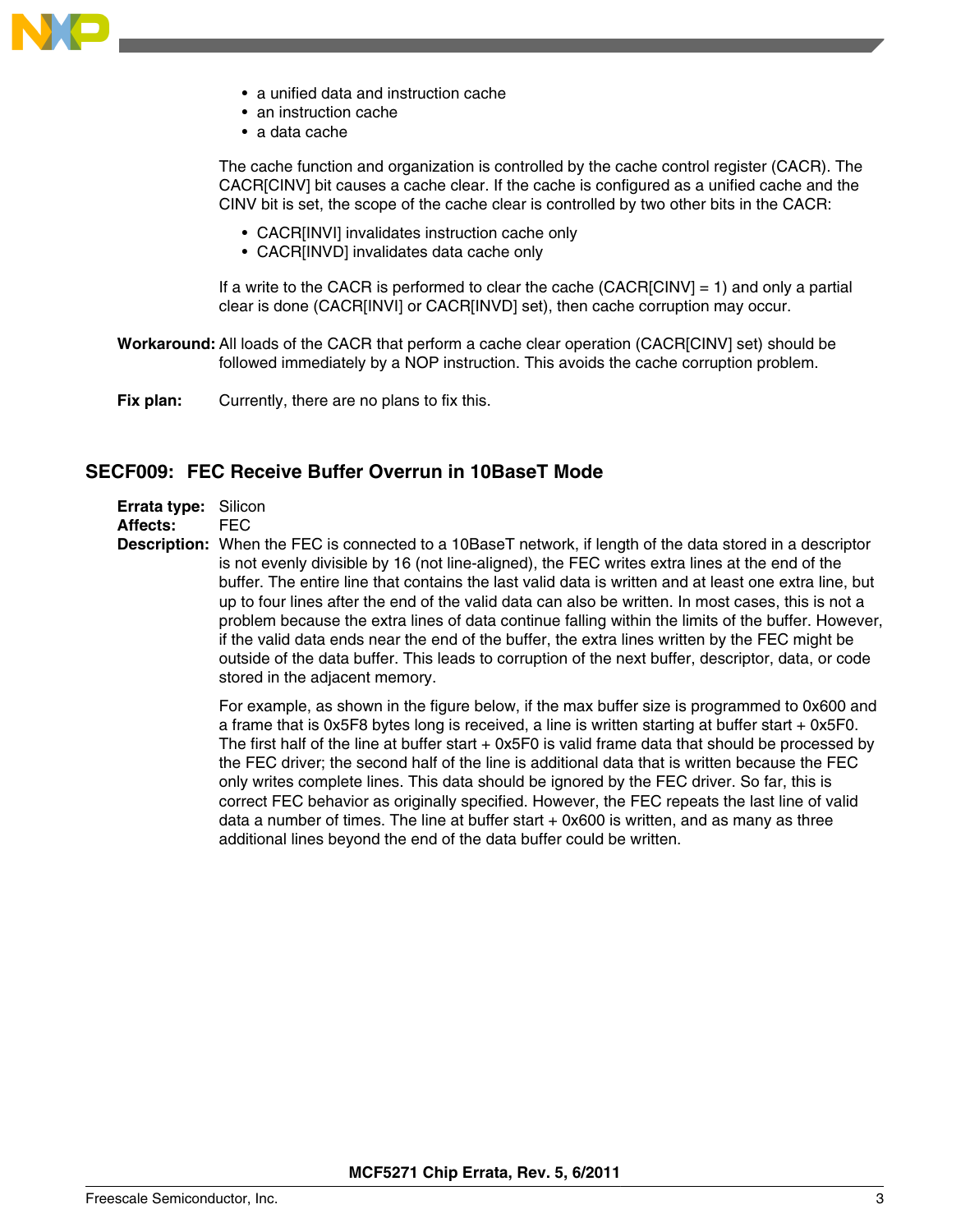- a unified data and instruction cache
- an instruction cache
- a data cache

The cache function and organization is controlled by the cache control register (CACR). The CACR[CINV] bit causes a cache clear. If the cache is configured as a unified cache and the CINV bit is set, the scope of the cache clear is controlled by two other bits in the CACR:

- CACR[INVI] invalidates instruction cache only
- CACR[INVD] invalidates data cache only

If a write to the CACR is performed to clear the cache (CACR[CINV] = 1) and only a partial clear is done (CACR[INVI] or CACR[INVD] set), then cache corruption may occur.

**Workaround:** All loads of the CACR that perform a cache clear operation (CACR[CINV] set) should be followed immediately by a NOP instruction. This avoids the cache corruption problem.

**Fix plan:** Currently, there are no plans to fix this.

## SECF009: FEC Receive Buffer Overrun in 10BaseT Mode

**Errata type:** Silicon
**Affects:** FEC
**Description:** When the FEC is connected to a 10BaseT network, if length of the data stored in a descriptor is not evenly divisible by 16 (not line-aligned), the FEC writes extra lines at the end of the buffer. The entire line that contains the last valid data is written and at least one extra line, but up to four lines after the end of the valid data can also be written. In most cases, this is not a problem because the extra lines of data continue falling within the limits of the buffer. However, if the valid data ends near the end of the buffer, the extra lines written by the FEC might be outside of the data buffer. This leads to corruption of the next buffer, descriptor, data, or code stored in the adjacent memory.

For example, as shown in the figure below, if the max buffer size is programmed to 0x600 and a frame that is 0x5F8 bytes long is received, a line is written starting at buffer start + 0x5F0. The first half of the line at buffer start + 0x5F0 is valid frame data that should be processed by the FEC driver; the second half of the line is additional data that is written because the FEC only writes complete lines. This data should be ignored by the FEC driver. So far, this is correct FEC behavior as originally specified. However, the FEC repeats the last line of valid data a number of times. The line at buffer start + 0x600 is written, and as many as three additional lines beyond the end of the data buffer could be written.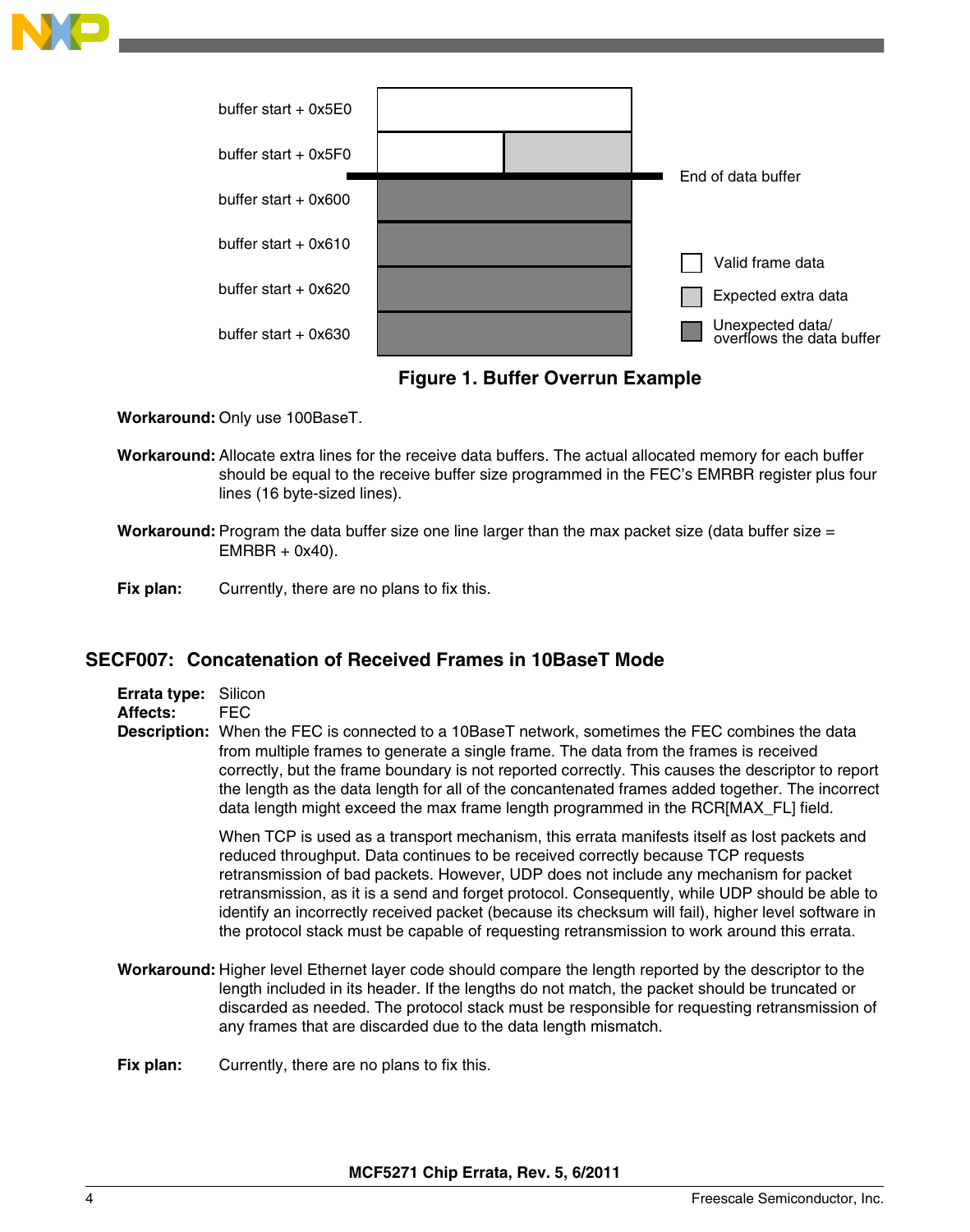buffer start + 0x5E0

buffer start + 0x5F0

End of data buffer

buffer start + 0x600

buffer start + 0x610

buffer start + 0x620

buffer start + 0x630

Valid frame data

Expected extra data

Unexpected data/ overflows the data buffer

**Figure 1. Buffer Overrun Example**

**Workaround:** Only use 100BaseT.

**Workaround:** Allocate extra lines for the receive data buffers. The actual allocated memory for each buffer should be equal to the receive buffer size programmed in the FEC's EMRBR register plus four lines (16 byte-sized lines).

**Workaround:** Program the data buffer size one line larger than the max packet size (data buffer size = EMRBR + 0x40).

**Fix plan:** Currently, there are no plans to fix this.

## SECF007: Concatenation of Received Frames in 10BaseT Mode

**Errata type:** Silicon
**Affects:** FEC
**Description:** When the FEC is connected to a 10BaseT network, sometimes the FEC combines the data from multiple frames to generate a single frame. The data from the frames is received correctly, but the frame boundary is not reported correctly. This causes the descriptor to report the length as the data length for all of the concantenated frames added together. The incorrect data length might exceed the max frame length programmed in the RCR[MAX_FL] field.

When TCP is used as a transport mechanism, this errata manifests itself as lost packets and reduced throughput. Data continues to be received correctly because TCP requests retransmission of bad packets. However, UDP does not include any mechanism for packet retransmission, as it is a send and forget protocol. Consequently, while UDP should be able to identify an incorrectly received packet (because its checksum will fail), higher level software in the protocol stack must be capable of requesting retransmission to work around this errata.

**Workaround:** Higher level Ethernet layer code should compare the length reported by the descriptor to the length included in its header. If the lengths do not match, the packet should be truncated or discarded as needed. The protocol stack must be responsible for requesting retransmission of any frames that are discarded due to the data length mismatch.

**Fix plan:** Currently, there are no plans to fix this.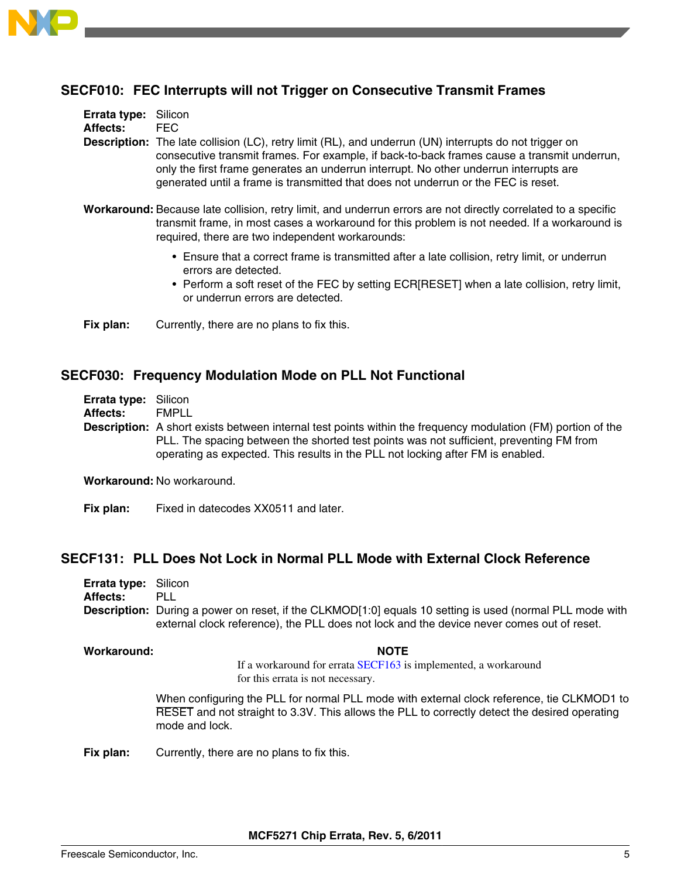## SECF010: FEC Interrupts will not Trigger on Consecutive Transmit Frames

**Errata type:** Silicon
**Affects:** FEC
**Description:** The late collision (LC), retry limit (RL), and underrun (UN) interrupts do not trigger on consecutive transmit frames. For example, if back-to-back frames cause a transmit underrun, only the first frame generates an underrun interrupt. No other underrun interrupts are generated until a frame is transmitted that does not underrun or the FEC is reset.

**Workaround:** Because late collision, retry limit, and underrun errors are not directly correlated to a specific transmit frame, in most cases a workaround for this problem is not needed. If a workaround is required, there are two independent workarounds:

- Ensure that a correct frame is transmitted after a late collision, retry limit, or underrun errors are detected.
- Perform a soft reset of the FEC by setting ECR[RESET] when a late collision, retry limit, or underrun errors are detected.

**Fix plan:** Currently, there are no plans to fix this.

## SECF030: Frequency Modulation Mode on PLL Not Functional

**Errata type:** Silicon
**Affects:** FMPLL
**Description:** A short exists between internal test points within the frequency modulation (FM) portion of the PLL. The spacing between the shorted test points was not sufficient, preventing FM from operating as expected. This results in the PLL not locking after FM is enabled.

**Workaround:** No workaround.

**Fix plan:** Fixed in datecodes XX0511 and later.

## SECF131: PLL Does Not Lock in Normal PLL Mode with External Clock Reference

**Errata type:** Silicon
**Affects:** PLL
**Description:** During a power on reset, if the CLKMOD[1:0] equals 10 setting is used (normal PLL mode with external clock reference), the PLL does not lock and the device never comes out of reset.

**Workaround:**

> **NOTE**
> If a workaround for errata SECF163 is implemented, a workaround for this errata is not necessary.

When configuring the PLL for normal PLL mode with external clock reference, tie CLKMOD1 to $\overline{\text{RESET}}$ and not straight to 3.3V. This allows the PLL to correctly detect the desired operating mode and lock.

**Fix plan:** Currently, there are no plans to fix this.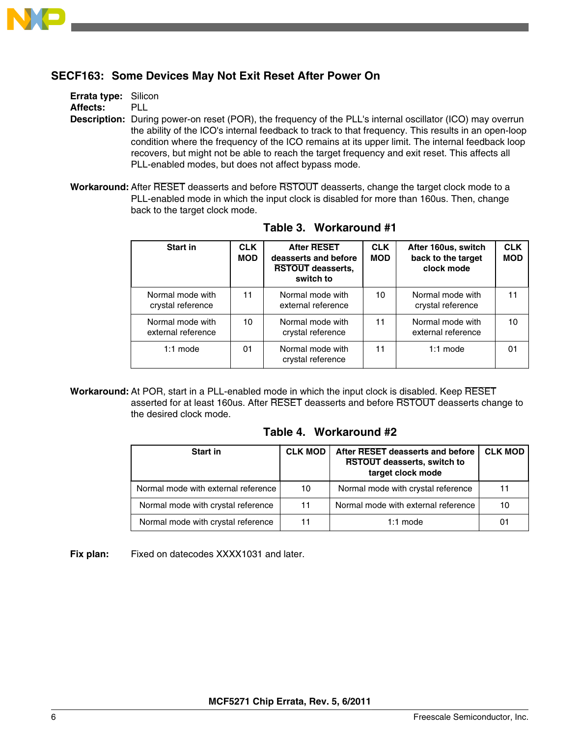## SECF163: Some Devices May Not Exit Reset After Power On

**Errata type:** Silicon

**Affects:** PLL

**Description:** During power-on reset (POR), the frequency of the PLL's internal oscillator (ICO) may overrun the ability of the ICO's internal feedback to track to that frequency. This results in an open-loop condition where the frequency of the ICO remains at its upper limit. The internal feedback loop recovers, but might not be able to reach the target frequency and exit reset. This affects all PLL-enabled modes, but does not affect bypass mode.

**Workaround:** After RESET deasserts and before RSTOUT deasserts, change the target clock mode to a PLL-enabled mode in which the input clock is disabled for more than 160us. Then, change back to the target clock mode.

**Table 3. Workaround #1**

| Start in | CLK MOD | After RESET deasserts and before RSTOUT deasserts, switch to | CLK MOD | After 160us, switch back to the target clock mode | CLK MOD |
|---|---|---|---|---|---|
| Normal mode with crystal reference | 11 | Normal mode with external reference | 10 | Normal mode with crystal reference | 11 |
| Normal mode with external reference | 10 | Normal mode with crystal reference | 11 | Normal mode with external reference | 10 |
| 1:1 mode | 01 | Normal mode with crystal reference | 11 | 1:1 mode | 01 |

**Workaround:** At POR, start in a PLL-enabled mode in which the input clock is disabled. Keep RESET asserted for at least 160us. After RESET deasserts and before RSTOUT deasserts change to the desired clock mode.

**Table 4. Workaround #2**

| Start in | CLK MOD | After RESET deasserts and before RSTOUT deasserts, switch to target clock mode | CLK MOD |
|---|---|---|---|
| Normal mode with external reference | 10 | Normal mode with crystal reference | 11 |
| Normal mode with crystal reference | 11 | Normal mode with external reference | 10 |
| Normal mode with crystal reference | 11 | 1:1 mode | 01 |

**Fix plan:** Fixed on datecodes XXXX1031 and later.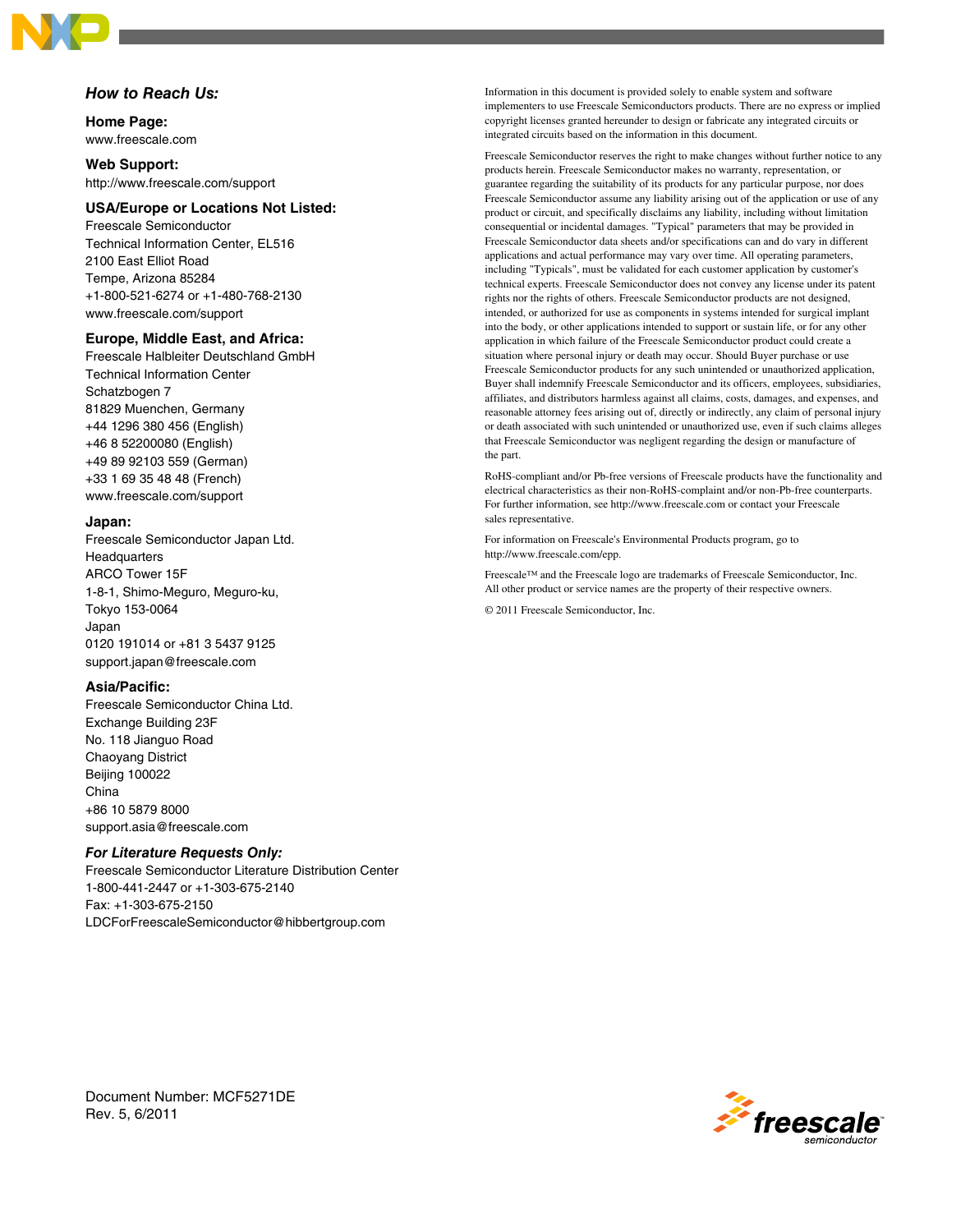### *How to Reach Us:*

**Home Page:**
www.freescale.com

**Web Support:**
http://www.freescale.com/support

**USA/Europe or Locations Not Listed:**
Freescale Semiconductor
Technical Information Center, EL516
2100 East Elliot Road
Tempe, Arizona 85284
+1-800-521-6274 or +1-480-768-2130
www.freescale.com/support

**Europe, Middle East, and Africa:**
Freescale Halbleiter Deutschland GmbH
Technical Information Center
Schatzbogen 7
81829 Muenchen, Germany
+44 1296 380 456 (English)
+46 8 52200080 (English)
+49 89 92103 559 (German)
+33 1 69 35 48 48 (French)
www.freescale.com/support

**Japan:**
Freescale Semiconductor Japan Ltd.
Headquarters
ARCO Tower 15F
1-8-1, Shimo-Meguro, Meguro-ku,
Tokyo 153-0064
Japan
0120 191014 or +81 3 5437 9125
support.japan@freescale.com

**Asia/Pacific:**
Freescale Semiconductor China Ltd.
Exchange Building 23F
No. 118 Jianguo Road
Chaoyang District
Beijing 100022
China
+86 10 5879 8000
support.asia@freescale.com

***For Literature Requests Only:***
Freescale Semiconductor Literature Distribution Center
1-800-441-2447 or +1-303-675-2140
Fax: +1-303-675-2150
LDCForFreescaleSemiconductor@hibbertgroup.com

Information in this document is provided solely to enable system and software implementers to use Freescale Semiconductors products. There are no express or implied copyright licenses granted hereunder to design or fabricate any integrated circuits or integrated circuits based on the information in this document.

Freescale Semiconductor reserves the right to make changes without further notice to any products herein. Freescale Semiconductor makes no warranty, representation, or guarantee regarding the suitability of its products for any particular purpose, nor does Freescale Semiconductor assume any liability arising out of the application or use of any product or circuit, and specifically disclaims any liability, including without limitation consequential or incidental damages. "Typical" parameters that may be provided in Freescale Semiconductor data sheets and/or specifications can and do vary in different applications and actual performance may vary over time. All operating parameters, including "Typicals", must be validated for each customer application by customer's technical experts. Freescale Semiconductor does not convey any license under its patent rights nor the rights of others. Freescale Semiconductor products are not designed, intended, or authorized for use as components in systems intended for surgical implant into the body, or other applications intended to support or sustain life, or for any other application in which failure of the Freescale Semiconductor product could create a situation where personal injury or death may occur. Should Buyer purchase or use Freescale Semiconductor products for any such unintended or unauthorized application, Buyer shall indemnify Freescale Semiconductor and its officers, employees, subsidiaries, affiliates, and distributors harmless against all claims, costs, damages, and expenses, and reasonable attorney fees arising out of, directly or indirectly, any claim of personal injury or death associated with such unintended or unauthorized use, even if such claims alleges that Freescale Semiconductor was negligent regarding the design or manufacture of the part.

RoHS-compliant and/or Pb-free versions of Freescale products have the functionality and electrical characteristics as their non-RoHS-complaint and/or non-Pb-free counterparts. For further information, see http://www.freescale.com or contact your Freescale sales representative.

For information on Freescale's Environmental Products program, go to http://www.freescale.com/epp.

Freescale™ and the Freescale logo are trademarks of Freescale Semiconductor, Inc. All other product or service names are the property of their respective owners.

© 2011 Freescale Semiconductor, Inc.

Document Number: MCF5271DE
Rev. 5, 6/2011